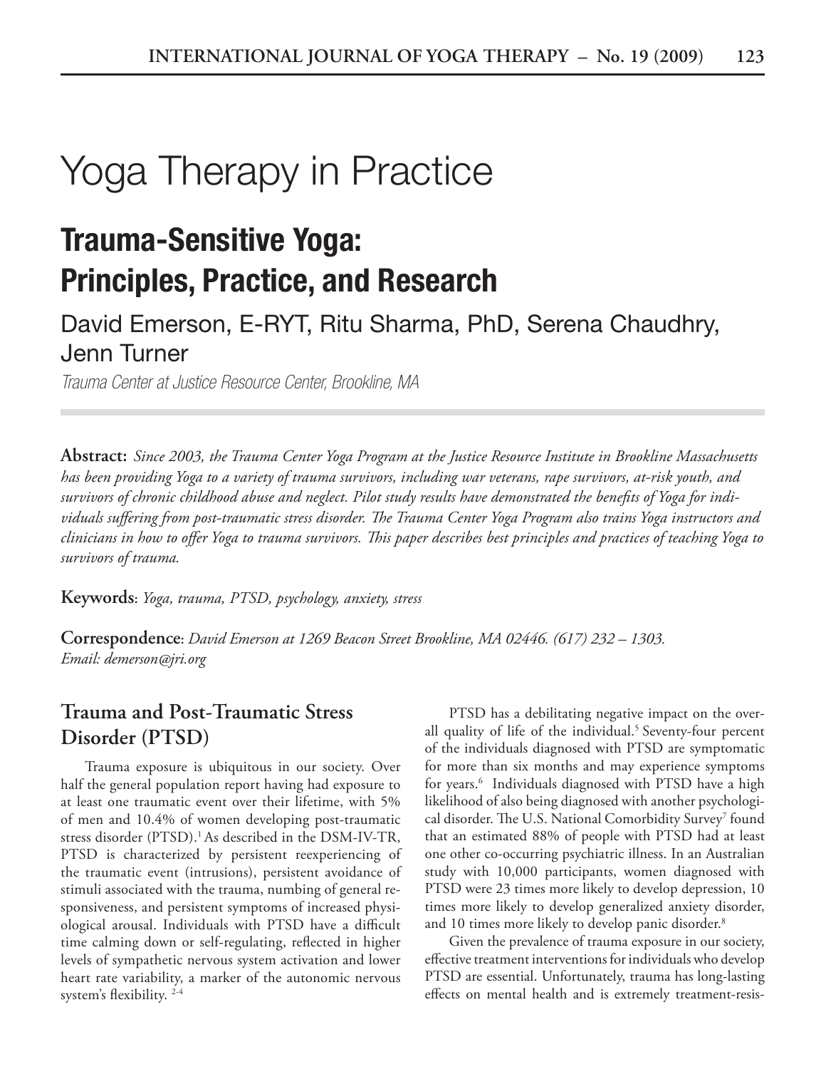# Yoga Therapy in Practice

## Trauma-Sensitive Yoga: Principles, Practice, and Research

David Emerson, E-RYT, Ritu Sharma, PhD, Serena Chaudhry, Jenn Turner

*Trauma Center at Justice Resource Center, Brookline, MA*

**Abstract:** *Since 2003, the Trauma Center Yoga Program at the Justice Resource Institute in Brookline Massachusetts has been providing Yoga to a variety of trauma survivors, including war veterans, rape survivors, at-risk youth, and survivors of chronic childhood abuse and neglect. Pilot study results have demonstrated the benefits of Yoga for individuals suffering from post-traumatic stress disorder. The Trauma Center Yoga Program also trains Yoga instructors and clinicians in how to offer Yoga to trauma survivors. This paper describes best principles and practices of teaching Yoga to survivors of trauma.*

**Keywords**: *Yoga, trauma, PTSD, psychology, anxiety, stress*

**Correspondence**: *David Emerson at 1269 Beacon Street Brookline, MA 02446. (617) 232 – 1303. Email: demerson@jri.org*

## Trauma and Post-Traumatic Stress Disorder (PTSD)

Trauma exposure is ubiquitous in our society. Over half the general population report having had exposure to at least one traumatic event over their lifetime, with 5% of men and 10.4% of women developing post-traumatic stress disorder (PTSD).[1] As described in the DSM-IV-TR, PTSD is characterized by persistent reexperiencing of the traumatic event (intrusions), persistent avoidance of stimuli associated with the trauma, numbing of general responsiveness, and persistent symptoms of increased physiological arousal. Individuals with PTSD have a difficult time calming down or self-regulating, reflected in higher levels of sympathetic nervous system activation and lower heart rate variability, a marker of the autonomic nervous system's flexibility.[2-4]

PTSD has a debilitating negative impact on the overall quality of life of the individual.[5] Seventy-four percent of the individuals diagnosed with PTSD are symptomatic for more than six months and may experience symptoms for years.[6] Individuals diagnosed with PTSD have a high likelihood of also being diagnosed with another psychological disorder. The U.S. National Comorbidity Survey[7] found that an estimated 88% of people with PTSD had at least one other co-occurring psychiatric illness. In an Australian study with 10,000 participants, women diagnosed with PTSD were 23 times more likely to develop depression, 10 times more likely to develop generalized anxiety disorder, and 10 times more likely to develop panic disorder.[8]

Given the prevalence of trauma exposure in our society, effective treatment interventions for individuals who develop PTSD are essential. Unfortunately, trauma has long-lasting effects on mental health and is extremely treatment-resis-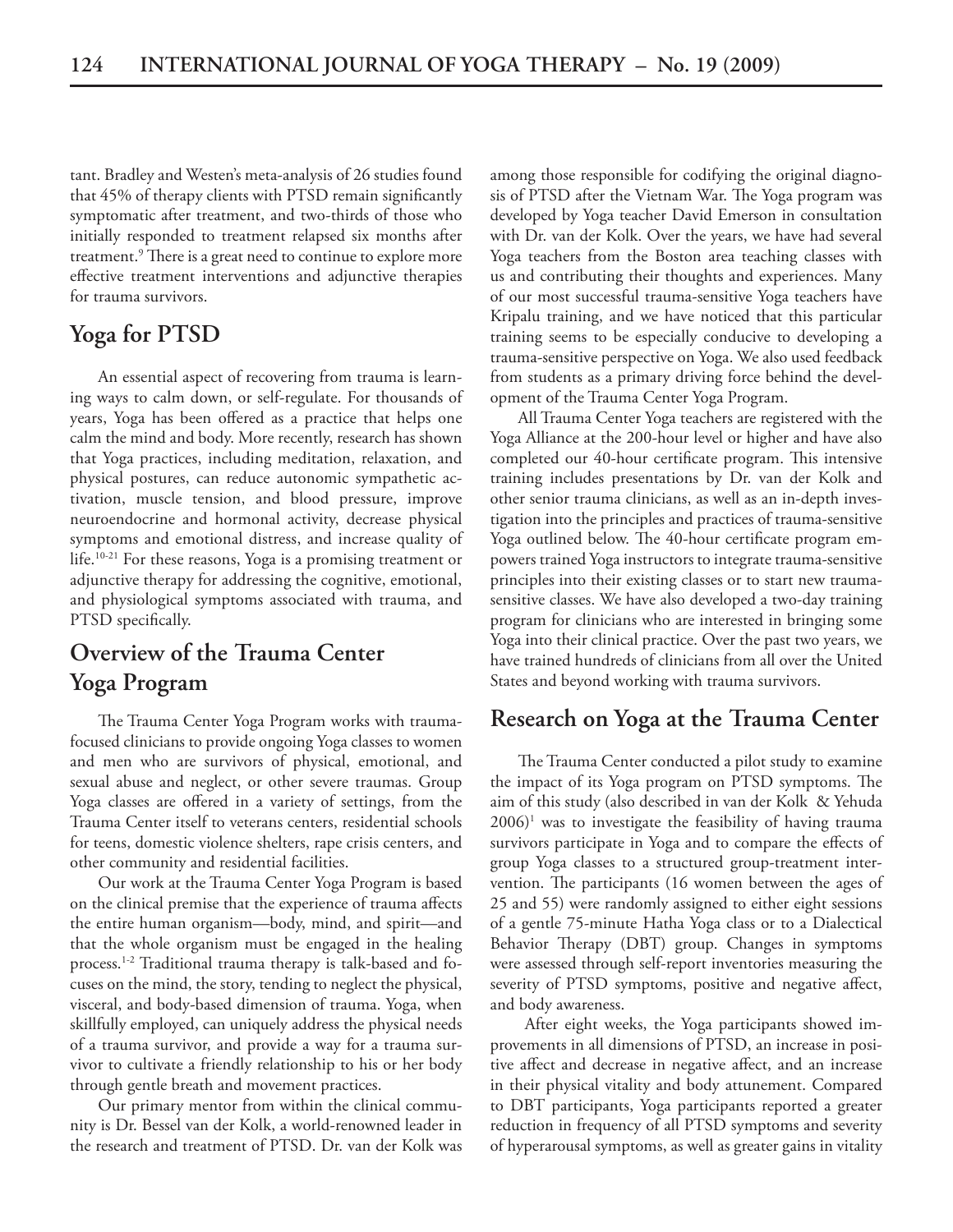tant. Bradley and Westen's meta-analysis of 26 studies found that 45% of therapy clients with PTSD remain significantly symptomatic after treatment, and two-thirds of those who initially responded to treatment relapsed six months after treatment.[9] There is a great need to continue to explore more effective treatment interventions and adjunctive therapies for trauma survivors.

## Yoga for PTSD

An essential aspect of recovering from trauma is learning ways to calm down, or self-regulate. For thousands of years, Yoga has been offered as a practice that helps one calm the mind and body. More recently, research has shown that Yoga practices, including meditation, relaxation, and physical postures, can reduce autonomic sympathetic activation, muscle tension, and blood pressure, improve neuroendocrine and hormonal activity, decrease physical symptoms and emotional distress, and increase quality of life.[10-21] For these reasons, Yoga is a promising treatment or adjunctive therapy for addressing the cognitive, emotional, and physiological symptoms associated with trauma, and PTSD specifically.

## Overview of the Trauma Center Yoga Program

The Trauma Center Yoga Program works with trauma-focused clinicians to provide ongoing Yoga classes to women and men who are survivors of physical, emotional, and sexual abuse and neglect, or other severe traumas. Group Yoga classes are offered in a variety of settings, from the Trauma Center itself to veterans centers, residential schools for teens, domestic violence shelters, rape crisis centers, and other community and residential facilities.

Our work at the Trauma Center Yoga Program is based on the clinical premise that the experience of trauma affects the entire human organism—body, mind, and spirit—and that the whole organism must be engaged in the healing process.[1-2] Traditional trauma therapy is talk-based and focuses on the mind, the story, tending to neglect the physical, visceral, and body-based dimension of trauma. Yoga, when skillfully employed, can uniquely address the physical needs of a trauma survivor, and provide a way for a trauma survivor to cultivate a friendly relationship to his or her body through gentle breath and movement practices.

Our primary mentor from within the clinical community is Dr. Bessel van der Kolk, a world-renowned leader in the research and treatment of PTSD. Dr. van der Kolk was among those responsible for codifying the original diagnosis of PTSD after the Vietnam War. The Yoga program was developed by Yoga teacher David Emerson in consultation with Dr. van der Kolk. Over the years, we have had several Yoga teachers from the Boston area teaching classes with us and contributing their thoughts and experiences. Many of our most successful trauma-sensitive Yoga teachers have Kripalu training, and we have noticed that this particular training seems to be especially conducive to developing a trauma-sensitive perspective on Yoga. We also used feedback from students as a primary driving force behind the development of the Trauma Center Yoga Program.

All Trauma Center Yoga teachers are registered with the Yoga Alliance at the 200-hour level or higher and have also completed our 40-hour certificate program. This intensive training includes presentations by Dr. van der Kolk and other senior trauma clinicians, as well as an in-depth investigation into the principles and practices of trauma-sensitive Yoga outlined below. The 40-hour certificate program empowers trained Yoga instructors to integrate trauma-sensitive principles into their existing classes or to start new trauma-sensitive classes. We have also developed a two-day training program for clinicians who are interested in bringing some Yoga into their clinical practice. Over the past two years, we have trained hundreds of clinicians from all over the United States and beyond working with trauma survivors.

## Research on Yoga at the Trauma Center

The Trauma Center conducted a pilot study to examine the impact of its Yoga program on PTSD symptoms. The aim of this study (also described in van der Kolk & Yehuda 2006)[1] was to investigate the feasibility of having trauma survivors participate in Yoga and to compare the effects of group Yoga classes to a structured group-treatment intervention. The participants (16 women between the ages of 25 and 55) were randomly assigned to either eight sessions of a gentle 75-minute Hatha Yoga class or to a Dialectical Behavior Therapy (DBT) group. Changes in symptoms were assessed through self-report inventories measuring the severity of PTSD symptoms, positive and negative affect, and body awareness.

After eight weeks, the Yoga participants showed improvements in all dimensions of PTSD, an increase in positive affect and decrease in negative affect, and an increase in their physical vitality and body attunement. Compared to DBT participants, Yoga participants reported a greater reduction in frequency of all PTSD symptoms and severity of hyperarousal symptoms, as well as greater gains in vitality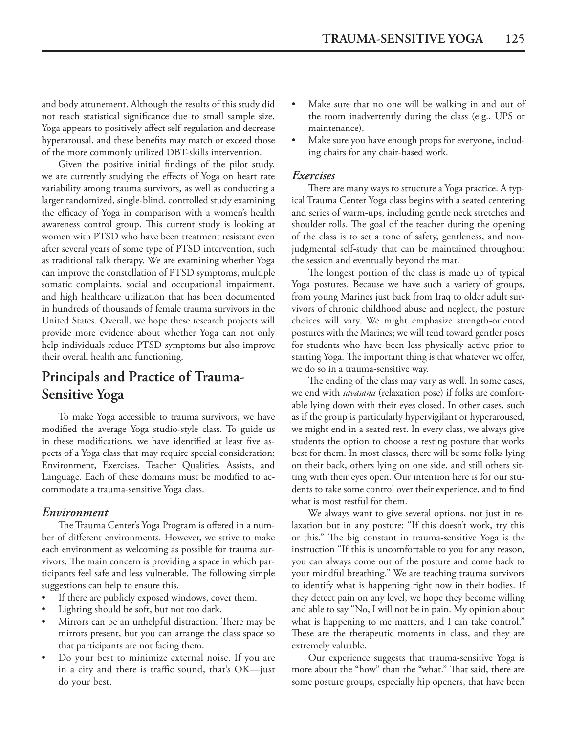and body attunement. Although the results of this study did not reach statistical significance due to small sample size, Yoga appears to positively affect self-regulation and decrease hyperarousal, and these benefits may match or exceed those of the more commonly utilized DBT-skills intervention.

Given the positive initial findings of the pilot study, we are currently studying the effects of Yoga on heart rate variability among trauma survivors, as well as conducting a larger randomized, single-blind, controlled study examining the efficacy of Yoga in comparison with a women's health awareness control group. This current study is looking at women with PTSD who have been treatment resistant even after several years of some type of PTSD intervention, such as traditional talk therapy. We are examining whether Yoga can improve the constellation of PTSD symptoms, multiple somatic complaints, social and occupational impairment, and high healthcare utilization that has been documented in hundreds of thousands of female trauma survivors in the United States. Overall, we hope these research projects will provide more evidence about whether Yoga can not only help individuals reduce PTSD symptoms but also improve their overall health and functioning.

## Principals and Practice of Trauma-Sensitive Yoga

To make Yoga accessible to trauma survivors, we have modified the average Yoga studio-style class. To guide us in these modifications, we have identified at least five aspects of a Yoga class that may require special consideration: Environment, Exercises, Teacher Qualities, Assists, and Language. Each of these domains must be modified to accommodate a trauma-sensitive Yoga class.

### *Environment*

The Trauma Center's Yoga Program is offered in a number of different environments. However, we strive to make each environment as welcoming as possible for trauma survivors. The main concern is providing a space in which participants feel safe and less vulnerable. The following simple suggestions can help to ensure this.

- If there are publicly exposed windows, cover them.
- Lighting should be soft, but not too dark.
- Mirrors can be an unhelpful distraction. There may be mirrors present, but you can arrange the class space so that participants are not facing them.
- Do your best to minimize external noise. If you are in a city and there is traffic sound, that's OK—just do your best.
- Make sure that no one will be walking in and out of the room inadvertently during the class (e.g., UPS or maintenance).
- Make sure you have enough props for everyone, including chairs for any chair-based work.

### *Exercises*

There are many ways to structure a Yoga practice. A typical Trauma Center Yoga class begins with a seated centering and series of warm-ups, including gentle neck stretches and shoulder rolls. The goal of the teacher during the opening of the class is to set a tone of safety, gentleness, and nonjudgmental self-study that can be maintained throughout the session and eventually beyond the mat.

The longest portion of the class is made up of typical Yoga postures. Because we have such a variety of groups, from young Marines just back from Iraq to older adult survivors of chronic childhood abuse and neglect, the posture choices will vary. We might emphasize strength-oriented postures with the Marines; we will tend toward gentler poses for students who have been less physically active prior to starting Yoga. The important thing is that whatever we offer, we do so in a trauma-sensitive way.

The ending of the class may vary as well. In some cases, we end with *savasana* (relaxation pose) if folks are comfortable lying down with their eyes closed. In other cases, such as if the group is particularly hypervigilant or hyperaroused, we might end in a seated rest. In every class, we always give students the option to choose a resting posture that works best for them. In most classes, there will be some folks lying on their back, others lying on one side, and still others sitting with their eyes open. Our intention here is for our students to take some control over their experience, and to find what is most restful for them.

We always want to give several options, not just in relaxation but in any posture: "If this doesn't work, try this or this." The big constant in trauma-sensitive Yoga is the instruction "If this is uncomfortable to you for any reason, you can always come out of the posture and come back to your mindful breathing." We are teaching trauma survivors to identify what is happening right now in their bodies. If they detect pain on any level, we hope they become willing and able to say "No, I will not be in pain. My opinion about what is happening to me matters, and I can take control." These are the therapeutic moments in class, and they are extremely valuable.

Our experience suggests that trauma-sensitive Yoga is more about the "how" than the "what." That said, there are some posture groups, especially hip openers, that have been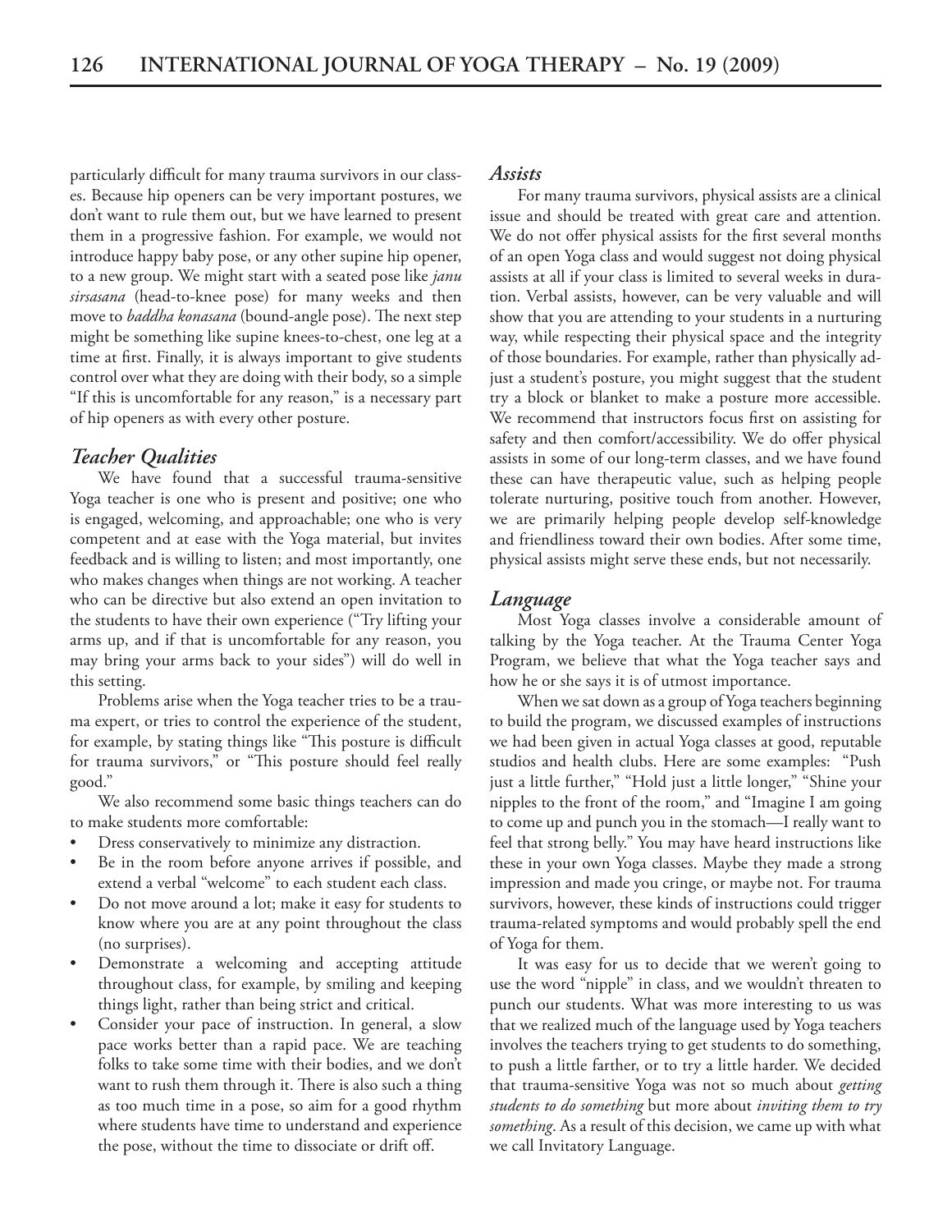particularly difficult for many trauma survivors in our classes. Because hip openers can be very important postures, we don't want to rule them out, but we have learned to present them in a progressive fashion. For example, we would not introduce happy baby pose, or any other supine hip opener, to a new group. We might start with a seated pose like *janu sirsasana* (head-to-knee pose) for many weeks and then move to *baddha konasana* (bound-angle pose). The next step might be something like supine knees-to-chest, one leg at a time at first. Finally, it is always important to give students control over what they are doing with their body, so a simple "If this is uncomfortable for any reason," is a necessary part of hip openers as with every other posture.

## *Teacher Qualities*

We have found that a successful trauma-sensitive Yoga teacher is one who is present and positive; one who is engaged, welcoming, and approachable; one who is very competent and at ease with the Yoga material, but invites feedback and is willing to listen; and most importantly, one who makes changes when things are not working. A teacher who can be directive but also extend an open invitation to the students to have their own experience ("Try lifting your arms up, and if that is uncomfortable for any reason, you may bring your arms back to your sides") will do well in this setting.

Problems arise when the Yoga teacher tries to be a trauma expert, or tries to control the experience of the student, for example, by stating things like "This posture is difficult for trauma survivors," or "This posture should feel really good."

We also recommend some basic things teachers can do to make students more comfortable:

- Dress conservatively to minimize any distraction.
- Be in the room before anyone arrives if possible, and extend a verbal "welcome" to each student each class.
- Do not move around a lot; make it easy for students to know where you are at any point throughout the class (no surprises).
- Demonstrate a welcoming and accepting attitude throughout class, for example, by smiling and keeping things light, rather than being strict and critical.
- Consider your pace of instruction. In general, a slow pace works better than a rapid pace. We are teaching folks to take some time with their bodies, and we don't want to rush them through it. There is also such a thing as too much time in a pose, so aim for a good rhythm where students have time to understand and experience the pose, without the time to dissociate or drift off.

## *Assists*

For many trauma survivors, physical assists are a clinical issue and should be treated with great care and attention. We do not offer physical assists for the first several months of an open Yoga class and would suggest not doing physical assists at all if your class is limited to several weeks in duration. Verbal assists, however, can be very valuable and will show that you are attending to your students in a nurturing way, while respecting their physical space and the integrity of those boundaries. For example, rather than physically adjust a student's posture, you might suggest that the student try a block or blanket to make a posture more accessible. We recommend that instructors focus first on assisting for safety and then comfort/accessibility. We do offer physical assists in some of our long-term classes, and we have found these can have therapeutic value, such as helping people tolerate nurturing, positive touch from another. However, we are primarily helping people develop self-knowledge and friendliness toward their own bodies. After some time, physical assists might serve these ends, but not necessarily.

## *Language*

Most Yoga classes involve a considerable amount of talking by the Yoga teacher. At the Trauma Center Yoga Program, we believe that what the Yoga teacher says and how he or she says it is of utmost importance.

When we sat down as a group of Yoga teachers beginning to build the program, we discussed examples of instructions we had been given in actual Yoga classes at good, reputable studios and health clubs. Here are some examples: "Push just a little further," "Hold just a little longer," "Shine your nipples to the front of the room," and "Imagine I am going to come up and punch you in the stomach—I really want to feel that strong belly." You may have heard instructions like these in your own Yoga classes. Maybe they made a strong impression and made you cringe, or maybe not. For trauma survivors, however, these kinds of instructions could trigger trauma-related symptoms and would probably spell the end of Yoga for them.

It was easy for us to decide that we weren't going to use the word "nipple" in class, and we wouldn't threaten to punch our students. What was more interesting to us was that we realized much of the language used by Yoga teachers involves the teachers trying to get students to do something, to push a little farther, or to try a little harder. We decided that trauma-sensitive Yoga was not so much about *getting students to do something* but more about *inviting them to try something*. As a result of this decision, we came up with what we call Invitatory Language.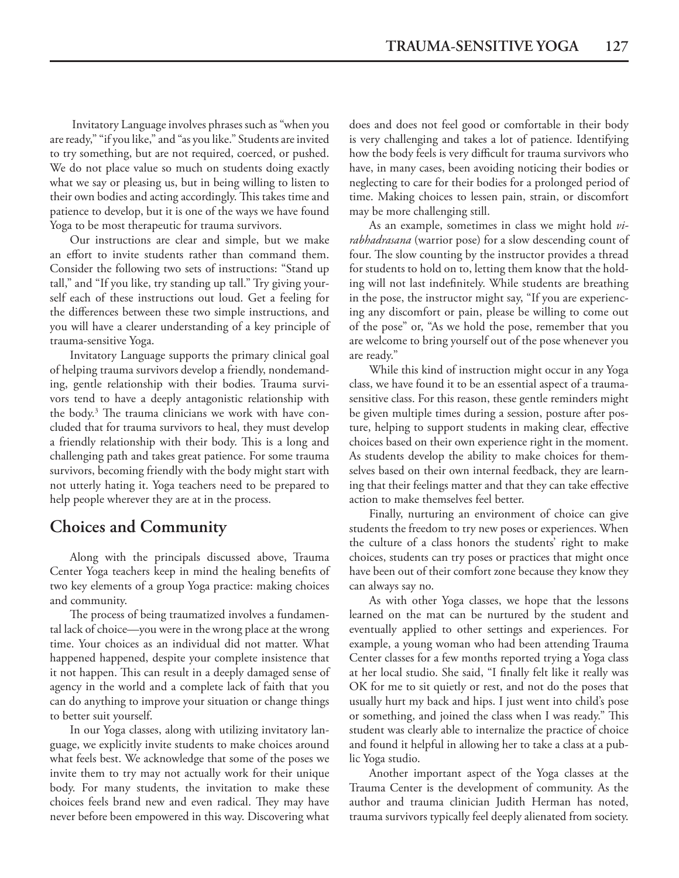Invitatory Language involves phrases such as "when you are ready," "if you like," and "as you like." Students are invited to try something, but are not required, coerced, or pushed. We do not place value so much on students doing exactly what we say or pleasing us, but in being willing to listen to their own bodies and acting accordingly. This takes time and patience to develop, but it is one of the ways we have found Yoga to be most therapeutic for trauma survivors.

Our instructions are clear and simple, but we make an effort to invite students rather than command them. Consider the following two sets of instructions: "Stand up tall," and "If you like, try standing up tall." Try giving yourself each of these instructions out loud. Get a feeling for the differences between these two simple instructions, and you will have a clearer understanding of a key principle of trauma-sensitive Yoga.

Invitatory Language supports the primary clinical goal of helping trauma survivors develop a friendly, nondemanding, gentle relationship with their bodies. Trauma survivors tend to have a deeply antagonistic relationship with the body.[3] The trauma clinicians we work with have concluded that for trauma survivors to heal, they must develop a friendly relationship with their body. This is a long and challenging path and takes great patience. For some trauma survivors, becoming friendly with the body might start with not utterly hating it. Yoga teachers need to be prepared to help people wherever they are at in the process.

## Choices and Community

Along with the principals discussed above, Trauma Center Yoga teachers keep in mind the healing benefits of two key elements of a group Yoga practice: making choices and community.

The process of being traumatized involves a fundamental lack of choice—you were in the wrong place at the wrong time. Your choices as an individual did not matter. What happened happened, despite your complete insistence that it not happen. This can result in a deeply damaged sense of agency in the world and a complete lack of faith that you can do anything to improve your situation or change things to better suit yourself.

In our Yoga classes, along with utilizing invitatory language, we explicitly invite students to make choices around what feels best. We acknowledge that some of the poses we invite them to try may not actually work for their unique body. For many students, the invitation to make these choices feels brand new and even radical. They may have never before been empowered in this way. Discovering what does and does not feel good or comfortable in their body is very challenging and takes a lot of patience. Identifying how the body feels is very difficult for trauma survivors who have, in many cases, been avoiding noticing their bodies or neglecting to care for their bodies for a prolonged period of time. Making choices to lessen pain, strain, or discomfort may be more challenging still.

As an example, sometimes in class we might hold *virabhadrasana* (warrior pose) for a slow descending count of four. The slow counting by the instructor provides a thread for students to hold on to, letting them know that the holding will not last indefinitely. While students are breathing in the pose, the instructor might say, "If you are experiencing any discomfort or pain, please be willing to come out of the pose" or, "As we hold the pose, remember that you are welcome to bring yourself out of the pose whenever you are ready."

While this kind of instruction might occur in any Yoga class, we have found it to be an essential aspect of a trauma-sensitive class. For this reason, these gentle reminders might be given multiple times during a session, posture after posture, helping to support students in making clear, effective choices based on their own experience right in the moment. As students develop the ability to make choices for themselves based on their own internal feedback, they are learning that their feelings matter and that they can take effective action to make themselves feel better.

Finally, nurturing an environment of choice can give students the freedom to try new poses or experiences. When the culture of a class honors the students' right to make choices, students can try poses or practices that might once have been out of their comfort zone because they know they can always say no.

As with other Yoga classes, we hope that the lessons learned on the mat can be nurtured by the student and eventually applied to other settings and experiences. For example, a young woman who had been attending Trauma Center classes for a few months reported trying a Yoga class at her local studio. She said, "I finally felt like it really was OK for me to sit quietly or rest, and not do the poses that usually hurt my back and hips. I just went into child's pose or something, and joined the class when I was ready." This student was clearly able to internalize the practice of choice and found it helpful in allowing her to take a class at a public Yoga studio.

Another important aspect of the Yoga classes at the Trauma Center is the development of community. As the author and trauma clinician Judith Herman has noted, trauma survivors typically feel deeply alienated from society.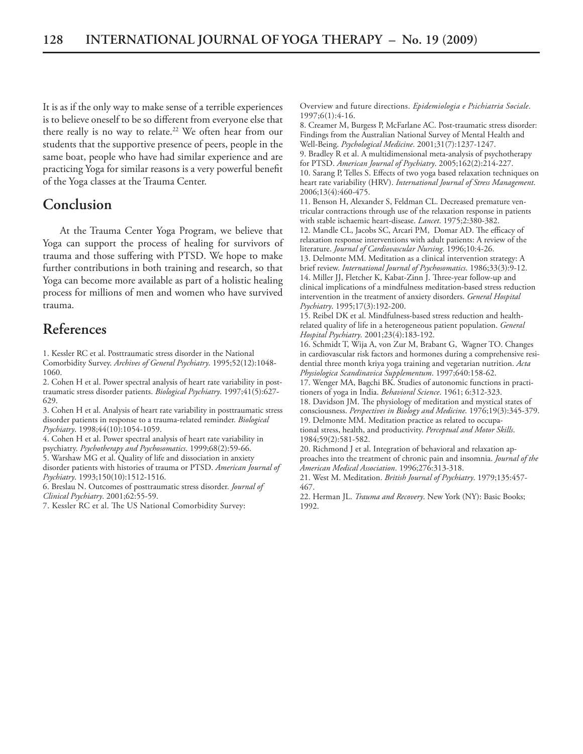It is as if the only way to make sense of a terrible experiences is to believe oneself to be so different from everyone else that there really is no way to relate.[22] We often hear from our students that the supportive presence of peers, people in the same boat, people who have had similar experience and are practicing Yoga for similar reasons is a very powerful benefit of the Yoga classes at the Trauma Center.

## Conclusion

At the Trauma Center Yoga Program, we believe that Yoga can support the process of healing for survivors of trauma and those suffering with PTSD. We hope to make further contributions in both training and research, so that Yoga can become more available as part of a holistic healing process for millions of men and women who have survived trauma.

## References

1. Kessler RC et al. Posttraumatic stress disorder in the National Comorbidity Survey. *Archives of General Psychiatry*. 1995;52(12):1048-1060.
2. Cohen H et al. Power spectral analysis of heart rate variability in post-traumatic stress disorder patients. *Biological Psychiatry*. 1997;41(5):627-629.
3. Cohen H et al. Analysis of heart rate variability in posttraumatic stress disorder patients in response to a trauma-related reminder. *Biological Psychiatry*. 1998;44(10):1054-1059.
4. Cohen H et al. Power spectral analysis of heart rate variability in psychiatry. *Psychotherapy and Psychosomatics*. 1999;68(2):59-66.
5. Warshaw MG et al. Quality of life and dissociation in anxiety disorder patients with histories of trauma or PTSD. *American Journal of Psychiatry*. 1993;150(10):1512-1516.
6. Breslau N. Outcomes of posttraumatic stress disorder. *Journal of Clinical Psychiatry*. 2001;62:55-59.
7. Kessler RC et al. The US National Comorbidity Survey: Overview and future directions. *Epidemiologia e Psichiatria Sociale*. 1997;6(1):4-16.
8. Creamer M, Burgess P, McFarlane AC. Post-traumatic stress disorder: Findings from the Australian National Survey of Mental Health and Well-Being. *Psychological Medicine*. 2001;31(7):1237-1247.
9. Bradley R et al. A multidimensional meta-analysis of psychotherapy for PTSD. *American Journal of Psychiatry*. 2005;162(2):214-227.
10. Sarang P, Telles S. Effects of two yoga based relaxation techniques on heart rate variability (HRV). *International Journal of Stress Management*. 2006;13(4):460-475.
11. Benson H, Alexander S, Feldman CL. Decreased premature ventricular contractions through use of the relaxation response in patients with stable ischaemic heart-disease. *Lancet*. 1975;2:380-382.
12. Mandle CL, Jacobs SC, Arcari PM, Domar AD. The efficacy of relaxation response interventions with adult patients: A review of the literature. *Journal of Cardiovascular Nursing*. 1996;10:4-26.
13. Delmonte MM. Meditation as a clinical intervention strategy: A brief review. *International Journal of Psychosomatics*. 1986;33(3):9-12.
14. Miller JJ, Fletcher K, Kabat-Zinn J. Three-year follow-up and clinical implications of a mindfulness meditation-based stress reduction intervention in the treatment of anxiety disorders. *General Hospital Psychiatry*. 1995;17(3):192-200.
15. Reibel DK et al. Mindfulness-based stress reduction and health-related quality of life in a heterogeneous patient population. *General Hospital Psychiatry*. 2001;23(4):183-192.
16. Schmidt T, Wija A, von Zur M, Brabant G, Wagner TO. Changes in cardiovascular risk factors and hormones during a comprehensive residential three month kriya yoga training and vegetarian nutrition. *Acta Physiologica Scandinavica Supplementum*. 1997;640:158-62.
17. Wenger MA, Bagchi BK. Studies of autonomic functions in practitioners of yoga in India. *Behavioral Science*. 1961; 6:312-323.
18. Davidson JM. The physiology of meditation and mystical states of consciousness. *Perspectives in Biology and Medicine*. 1976;19(3):345-379.
19. Delmonte MM. Meditation practice as related to occupational stress, health, and productivity. *Perceptual and Motor Skills*. 1984;59(2):581-582.
20. Richmond J et al. Integration of behavioral and relaxation approaches into the treatment of chronic pain and insomnia. *Journal of the American Medical Association*. 1996;276:313-318.
21. West M. Meditation. *British Journal of Psychiatry*. 1979;135:457-467.
22. Herman JL. *Trauma and Recovery*. New York (NY): Basic Books; 1992.